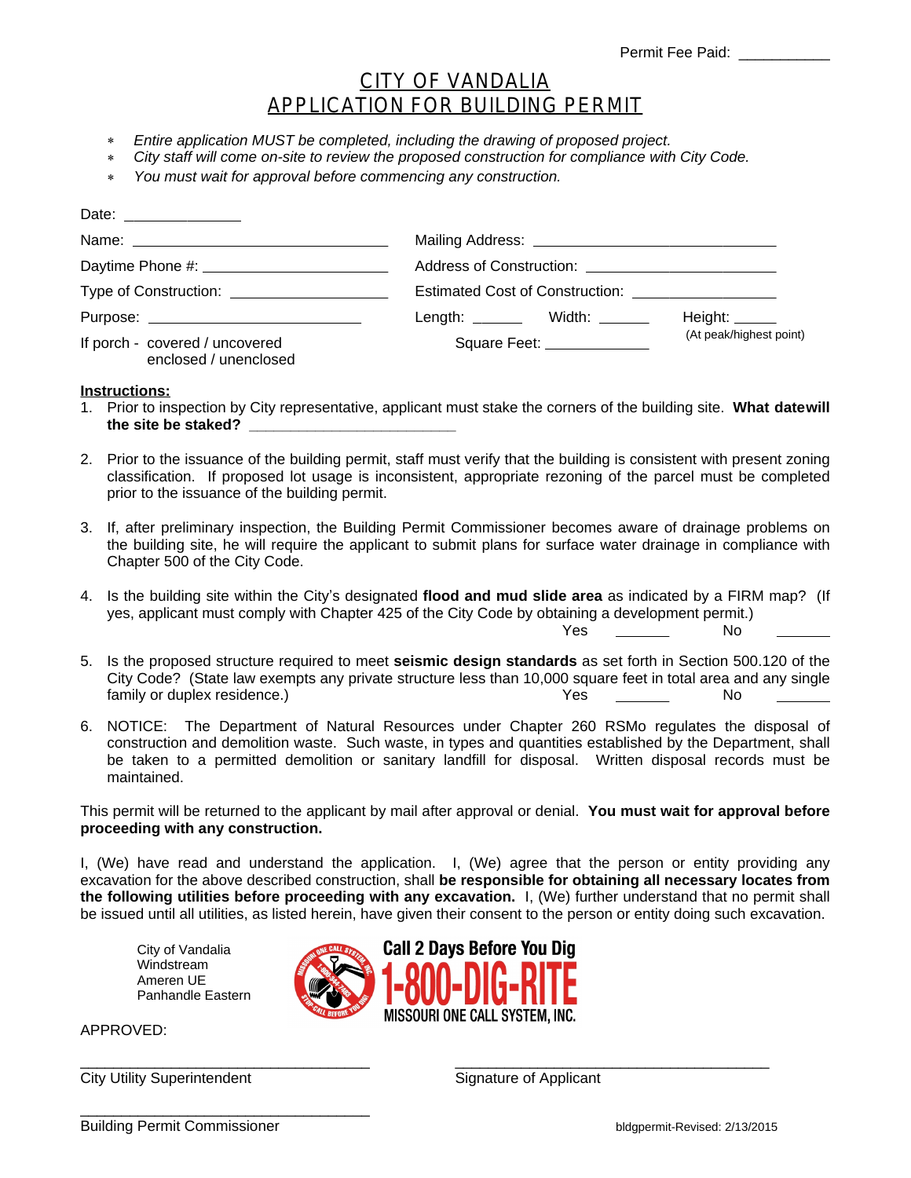Permit Fee Paid: ___________

# CITY OF VANDALIA
# APPLICATION FOR BUILDING PERMIT

- *Entire application MUST be completed, including the drawing of proposed project.*
- *City staff will come on-site to review the proposed construction for compliance with City Code.*
- *You must wait for approval before commencing any construction.*

Date: _______________

Name: _________________________________ Mailing Address: _______________________________

Daytime Phone #: ________________________ Address of Construction: ________________________

Type of Construction: ____________________ Estimated Cost of Construction: ___________________

Purpose: ___________________________ Length: ______ Width: ______ Height: _____ (At peak/highest point)

If porch - covered / uncovered
enclosed / unenclosed

Square Feet: _____________

**Instructions:**

1. Prior to inspection by City representative, applicant must stake the corners of the building site. **What datewill the site be staked? _________________________**
2. Prior to the issuance of the building permit, staff must verify that the building is consistent with present zoning classification. If proposed lot usage is inconsistent, appropriate rezoning of the parcel must be completed prior to the issuance of the building permit.
3. If, after preliminary inspection, the Building Permit Commissioner becomes aware of drainage problems on the building site, he will require the applicant to submit plans for surface water drainage in compliance with Chapter 500 of the City Code.
4. Is the building site within the City's designated **flood and mud slide area** as indicated by a FIRM map? (If yes, applicant must comply with Chapter 425 of the City Code by obtaining a development permit.)
   Yes _______ No _______
5. Is the proposed structure required to meet **seismic design standards** as set forth in Section 500.120 of the City Code? (State law exempts any private structure less than 10,000 square feet in total area and any single family or duplex residence.) Yes _______ No _______
6. NOTICE: The Department of Natural Resources under Chapter 260 RSMo regulates the disposal of construction and demolition waste. Such waste, in types and quantities established by the Department, shall be taken to a permitted demolition or sanitary landfill for disposal. Written disposal records must be maintained.

This permit will be returned to the applicant by mail after approval or denial. **You must wait for approval before proceeding with any construction.**

I, (We) have read and understand the application. I, (We) agree that the person or entity providing any excavation for the above described construction, shall **be responsible for obtaining all necessary locates from the following utilities before proceeding with any excavation.** I, (We) further understand that no permit shall be issued until all utilities, as listed herein, have given their consent to the person or entity doing such excavation.

City of Vandalia
Windstream
Ameren UE
Panhandle Eastern

**Call 2 Days Before You Dig**
**1-800-DIG-RITE**
**MISSOURI ONE CALL SYSTEM, INC.**

APPROVED:

___________________________________
City Utility Superintendent

___________________________________
Signature of Applicant

___________________________________
Building Permit Commissioner

bldgpermit-Revised: 2/13/2015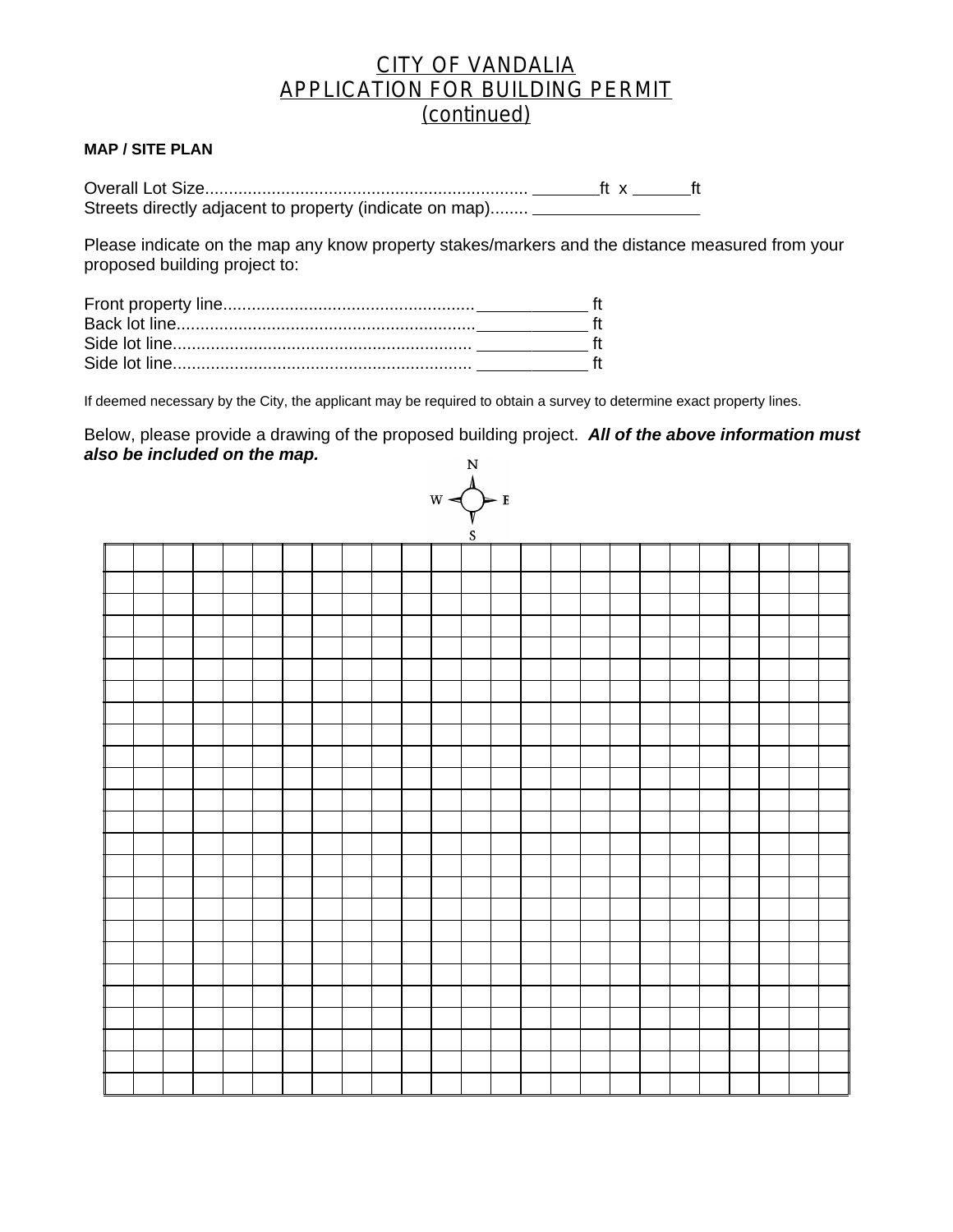# CITY OF VANDALIA
# APPLICATION FOR BUILDING PERMIT
# (continued)

**MAP / SITE PLAN**

Overall Lot Size.................................................................... _______ft x ______ft

Streets directly adjacent to property (indicate on map)........ _________________

Please indicate on the map any know property stakes/markers and the distance measured from your proposed building project to:

Front property line.................................................... ___________ ft
Back lot line.............................................................. ___________ ft
Side lot line.............................................................. ___________ ft
Side lot line.............................................................. ___________ ft

If deemed necessary by the City, the applicant may be required to obtain a survey to determine exact property lines.

Below, please provide a drawing of the proposed building project. ***All of the above information must also be included on the map.***

N

W E

S